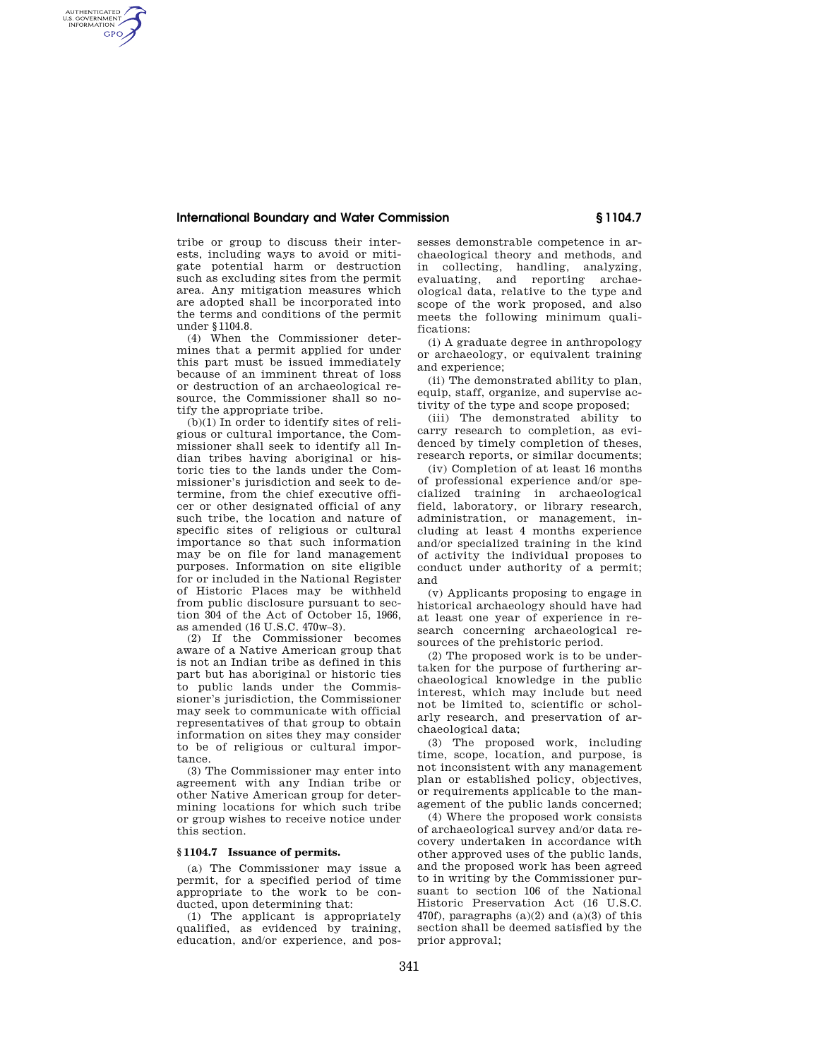tribe or group to discuss their interests, including ways to avoid or mitigate potential harm or destruction such as excluding sites from the permit area. Any mitigation measures which are adopted shall be incorporated into the terms and conditions of the permit under §1104.8.

(4) When the Commissioner determines that a permit applied for under this part must be issued immediately because of an imminent threat of loss or destruction of an archaeological resource, the Commissioner shall so notify the appropriate tribe.

(b)(1) In order to identify sites of religious or cultural importance, the Commissioner shall seek to identify all Indian tribes having aboriginal or historic ties to the lands under the Commissioner's jurisdiction and seek to determine, from the chief executive officer or other designated official of any such tribe, the location and nature of specific sites of religious or cultural importance so that such information may be on file for land management purposes. Information on site eligible for or included in the National Register of Historic Places may be withheld from public disclosure pursuant to section 304 of the Act of October 15, 1966, as amended (16 U.S.C. 470w–3).

(2) If the Commissioner becomes aware of a Native American group that is not an Indian tribe as defined in this part but has aboriginal or historic ties to public lands under the Commissioner's jurisdiction, the Commissioner may seek to communicate with official representatives of that group to obtain information on sites they may consider to be of religious or cultural importance.

(3) The Commissioner may enter into agreement with any Indian tribe or other Native American group for determining locations for which such tribe or group wishes to receive notice under this section.

### § 1104.7 Issuance of permits.

(a) The Commissioner may issue a permit, for a specified period of time appropriate to the work to be conducted, upon determining that:

(1) The applicant is appropriately qualified, as evidenced by training, education, and/or experience, and possesses demonstrable competence in archaeological theory and methods, and in collecting, handling, analyzing, evaluating, and reporting archaeological data, relative to the type and scope of the work proposed, and also meets the following minimum qualifications:

(i) A graduate degree in anthropology or archaeology, or equivalent training and experience;

(ii) The demonstrated ability to plan, equip, staff, organize, and supervise activity of the type and scope proposed;

(iii) The demonstrated ability to carry research to completion, as evidenced by timely completion of theses, research reports, or similar documents;

(iv) Completion of at least 16 months of professional experience and/or specialized training in archaeological field, laboratory, or library research, administration, or management, including at least 4 months experience and/or specialized training in the kind of activity the individual proposes to conduct under authority of a permit; and

(v) Applicants proposing to engage in historical archaeology should have had at least one year of experience in research concerning archaeological resources of the prehistoric period.

(2) The proposed work is to be undertaken for the purpose of furthering archaeological knowledge in the public interest, which may include but need not be limited to, scientific or scholarly research, and preservation of archaeological data;

(3) The proposed work, including time, scope, location, and purpose, is not inconsistent with any management plan or established policy, objectives, or requirements applicable to the management of the public lands concerned;

(4) Where the proposed work consists of archaeological survey and/or data recovery undertaken in accordance with other approved uses of the public lands, and the proposed work has been agreed to in writing by the Commissioner pursuant to section 106 of the National Historic Preservation Act (16 U.S.C. 470f), paragraphs (a)(2) and (a)(3) of this section shall be deemed satisfied by the prior approval;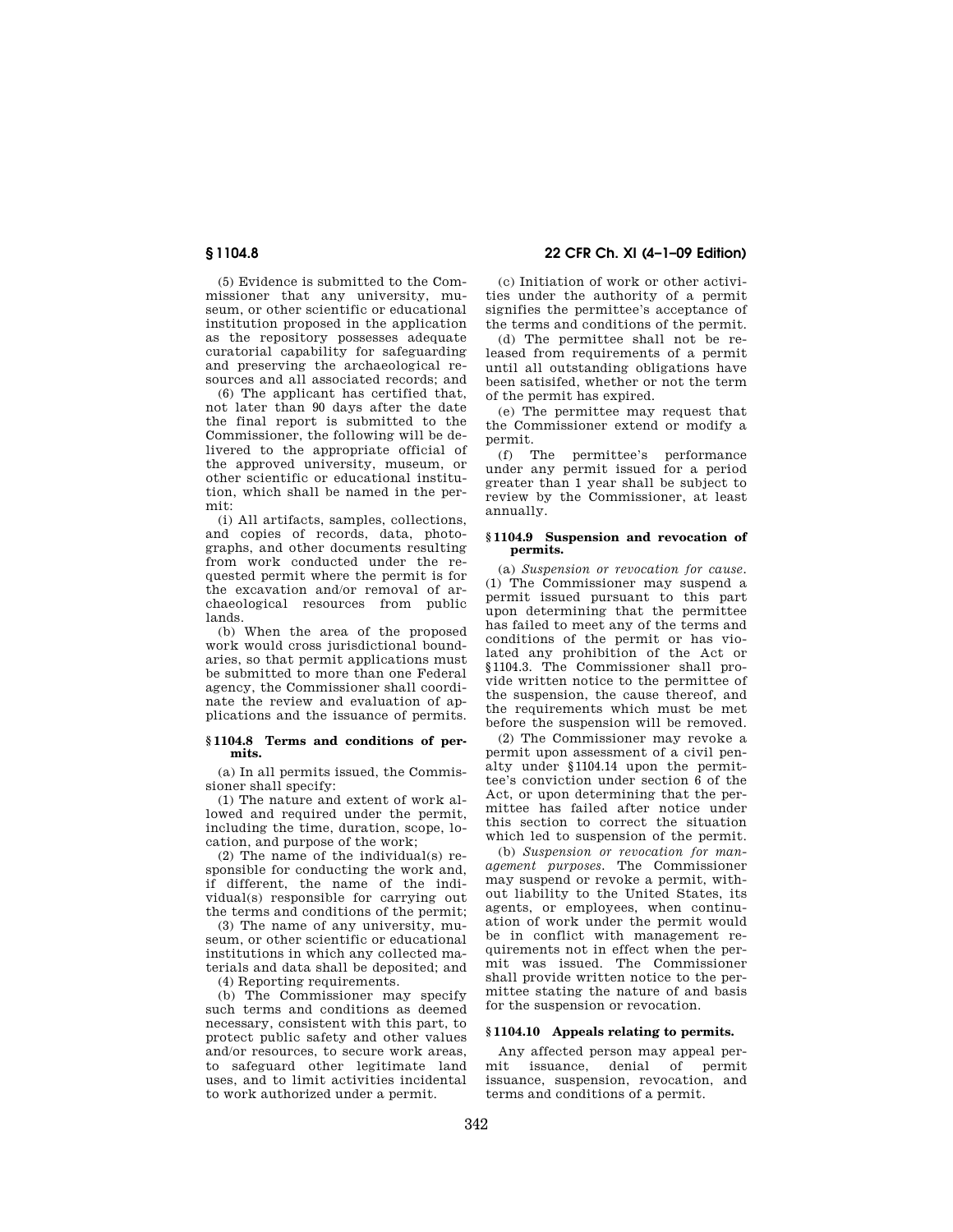(5) Evidence is submitted to the Commissioner that any university, museum, or other scientific or educational institution proposed in the application as the repository possesses adequate curatorial capability for safeguarding and preserving the archaeological resources and all associated records; and

(6) The applicant has certified that, not later than 90 days after the date the final report is submitted to the Commissioner, the following will be delivered to the appropriate official of the approved university, museum, or other scientific or educational institution, which shall be named in the permit:

(i) All artifacts, samples, collections, and copies of records, data, photographs, and other documents resulting from work conducted under the requested permit where the permit is for the excavation and/or removal of archaeological resources from public lands.

(b) When the area of the proposed work would cross jurisdictional boundaries, so that permit applications must be submitted to more than one Federal agency, the Commissioner shall coordinate the review and evaluation of applications and the issuance of permits.

### § 1104.8 Terms and conditions of permits.

(a) In all permits issued, the Commissioner shall specify:

(1) The nature and extent of work allowed and required under the permit, including the time, duration, scope, location, and purpose of the work;

(2) The name of the individual(s) responsible for conducting the work and, if different, the name of the individual(s) responsible for carrying out the terms and conditions of the permit;

(3) The name of any university, museum, or other scientific or educational institutions in which any collected materials and data shall be deposited; and

(4) Reporting requirements.

(b) The Commissioner may specify such terms and conditions as deemed necessary, consistent with this part, to protect public safety and other values and/or resources, to secure work areas, to safeguard other legitimate land uses, and to limit activities incidental to work authorized under a permit.

(c) Initiation of work or other activities under the authority of a permit signifies the permittee's acceptance of the terms and conditions of the permit.

(d) The permittee shall not be released from requirements of a permit until all outstanding obligations have been satisifed, whether or not the term of the permit has expired.

(e) The permittee may request that the Commissioner extend or modify a permit.

(f) The permittee's performance under any permit issued for a period greater than 1 year shall be subject to review by the Commissioner, at least annually.

### § 1104.9 Suspension and revocation of permits.

(a) *Suspension or revocation for cause.* (1) The Commissioner may suspend a permit issued pursuant to this part upon determining that the permittee has failed to meet any of the terms and conditions of the permit or has violated any prohibition of the Act or §1104.3. The Commissioner shall provide written notice to the permittee of the suspension, the cause thereof, and the requirements which must be met before the suspension will be removed.

(2) The Commissioner may revoke a permit upon assessment of a civil penalty under §1104.14 upon the permittee's conviction under section 6 of the Act, or upon determining that the permittee has failed after notice under this section to correct the situation which led to suspension of the permit.

(b) *Suspension or revocation for management purposes.* The Commissioner may suspend or revoke a permit, without liability to the United States, its agents, or employees, when continuation of work under the permit would be in conflict with management requirements not in effect when the permit was issued. The Commissioner shall provide written notice to the permittee stating the nature of and basis for the suspension or revocation.

### § 1104.10 Appeals relating to permits.

Any affected person may appeal permit issuance, denial of permit issuance, suspension, revocation, and terms and conditions of a permit.